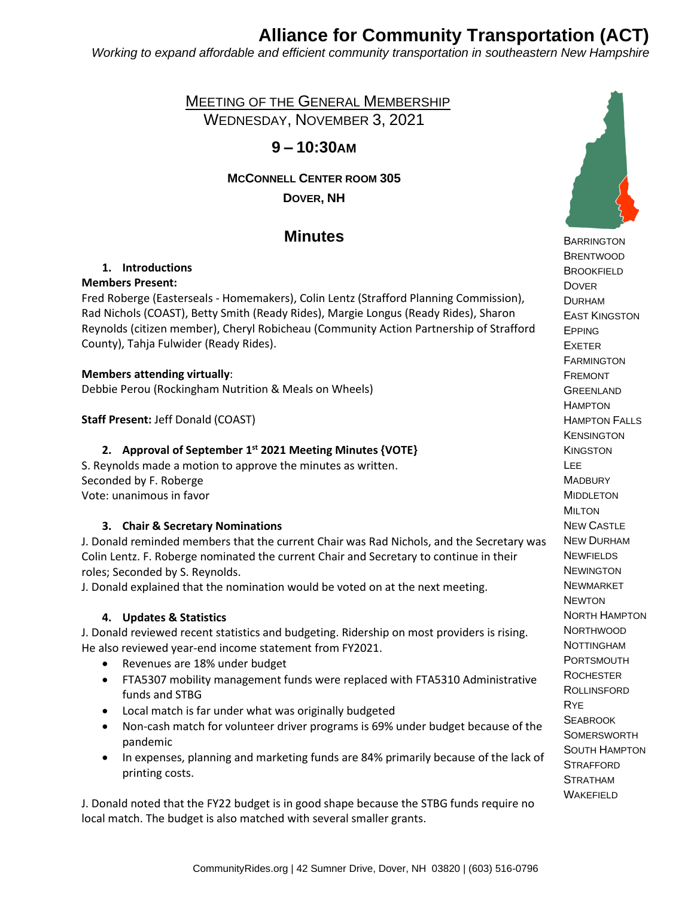# Alliance for Community Transportation (ACT)

*Working to expand affordable and efficient community transportation in southeastern New Hampshire*

## Meeting of the General Membership

Wednesday, November 3, 2021

### 9 – 10:30am

**McConnell Center room 305**

**Dover, NH**

## Minutes

### 1. Introductions

**Members Present:**

Fred Roberge (Easterseals - Homemakers), Colin Lentz (Strafford Planning Commission), Rad Nichols (COAST), Betty Smith (Ready Rides), Margie Longus (Ready Rides), Sharon Reynolds (citizen member), Cheryl Robicheau (Community Action Partnership of Strafford County), Tahja Fulwider (Ready Rides).

**Members attending virtually**:

Debbie Perou (Rockingham Nutrition & Meals on Wheels)

**Staff Present:** Jeff Donald (COAST)

### 2. Approval of September 1st 2021 Meeting Minutes {VOTE}

S. Reynolds made a motion to approve the minutes as written.
Seconded by F. Roberge
Vote: unanimous in favor

### 3. Chair & Secretary Nominations

J. Donald reminded members that the current Chair was Rad Nichols, and the Secretary was Colin Lentz. F. Roberge nominated the current Chair and Secretary to continue in their roles; Seconded by S. Reynolds.

J. Donald explained that the nomination would be voted on at the next meeting.

### 4. Updates & Statistics

J. Donald reviewed recent statistics and budgeting. Ridership on most providers is rising. He also reviewed year-end income statement from FY2021.

- Revenues are 18% under budget
- FTA5307 mobility management funds were replaced with FTA5310 Administrative funds and STBG
- Local match is far under what was originally budgeted
- Non-cash match for volunteer driver programs is 69% under budget because of the pandemic
- In expenses, planning and marketing funds are 84% primarily because of the lack of printing costs.

J. Donald noted that the FY22 budget is in good shape because the STBG funds require no local match. The budget is also matched with several smaller grants.

Barrington
Brentwood
Brookfield
Dover
Durham
East Kingston
Epping
Exeter
Farmington
Fremont
Greenland
Hampton
Hampton Falls
Kensington
Kingston
Lee
Madbury
Middleton
Milton
New Castle
New Durham
Newfields
Newington
Newmarket
Newton
North Hampton
Northwood
Nottingham
Portsmouth
Rochester
Rollinsford
Rye
Seabrook
Somersworth
South Hampton
Strafford
Stratham
Wakefield

CommunityRides.org | 42 Sumner Drive, Dover, NH 03820 | (603) 516-0796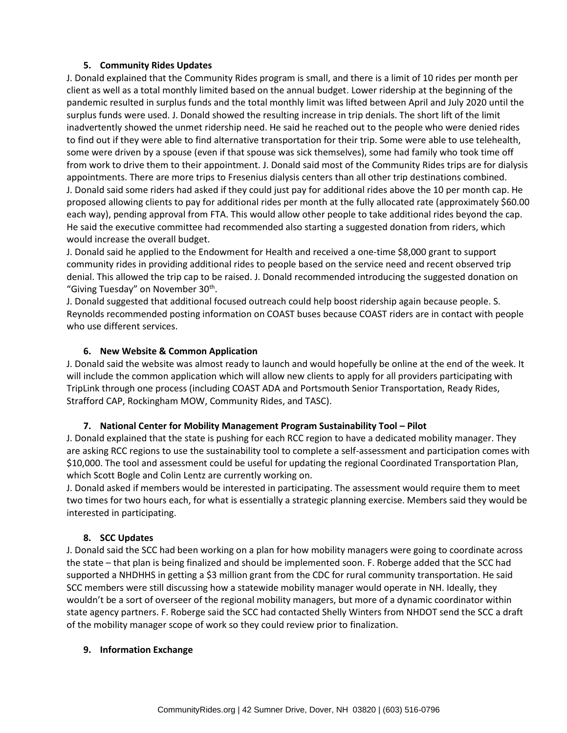### 5. Community Rides Updates

J. Donald explained that the Community Rides program is small, and there is a limit of 10 rides per month per client as well as a total monthly limited based on the annual budget. Lower ridership at the beginning of the pandemic resulted in surplus funds and the total monthly limit was lifted between April and July 2020 until the surplus funds were used. J. Donald showed the resulting increase in trip denials. The short lift of the limit inadvertently showed the unmet ridership need. He said he reached out to the people who were denied rides to find out if they were able to find alternative transportation for their trip. Some were able to use telehealth, some were driven by a spouse (even if that spouse was sick themselves), some had family who took time off from work to drive them to their appointment. J. Donald said most of the Community Rides trips are for dialysis appointments. There are more trips to Fresenius dialysis centers than all other trip destinations combined.

J. Donald said some riders had asked if they could just pay for additional rides above the 10 per month cap. He proposed allowing clients to pay for additional rides per month at the fully allocated rate (approximately $60.00 each way), pending approval from FTA. This would allow other people to take additional rides beyond the cap. He said the executive committee had recommended also starting a suggested donation from riders, which would increase the overall budget.

J. Donald said he applied to the Endowment for Health and received a one-time $8,000 grant to support community rides in providing additional rides to people based on the service need and recent observed trip denial. This allowed the trip cap to be raised. J. Donald recommended introducing the suggested donation on "Giving Tuesday" on November 30th.

J. Donald suggested that additional focused outreach could help boost ridership again because people. S. Reynolds recommended posting information on COAST buses because COAST riders are in contact with people who use different services.

### 6. New Website & Common Application

J. Donald said the website was almost ready to launch and would hopefully be online at the end of the week. It will include the common application which will allow new clients to apply for all providers participating with TripLink through one process (including COAST ADA and Portsmouth Senior Transportation, Ready Rides, Strafford CAP, Rockingham MOW, Community Rides, and TASC).

### 7. National Center for Mobility Management Program Sustainability Tool – Pilot

J. Donald explained that the state is pushing for each RCC region to have a dedicated mobility manager. They are asking RCC regions to use the sustainability tool to complete a self-assessment and participation comes with $10,000. The tool and assessment could be useful for updating the regional Coordinated Transportation Plan, which Scott Bogle and Colin Lentz are currently working on.

J. Donald asked if members would be interested in participating. The assessment would require them to meet two times for two hours each, for what is essentially a strategic planning exercise. Members said they would be interested in participating.

### 8. SCC Updates

J. Donald said the SCC had been working on a plan for how mobility managers were going to coordinate across the state – that plan is being finalized and should be implemented soon. F. Roberge added that the SCC had supported a NHDHHS in getting a $3 million grant from the CDC for rural community transportation. He said SCC members were still discussing how a statewide mobility manager would operate in NH. Ideally, they wouldn't be a sort of overseer of the regional mobility managers, but more of a dynamic coordinator within state agency partners. F. Roberge said the SCC had contacted Shelly Winters from NHDOT send the SCC a draft of the mobility manager scope of work so they could review prior to finalization.

### 9. Information Exchange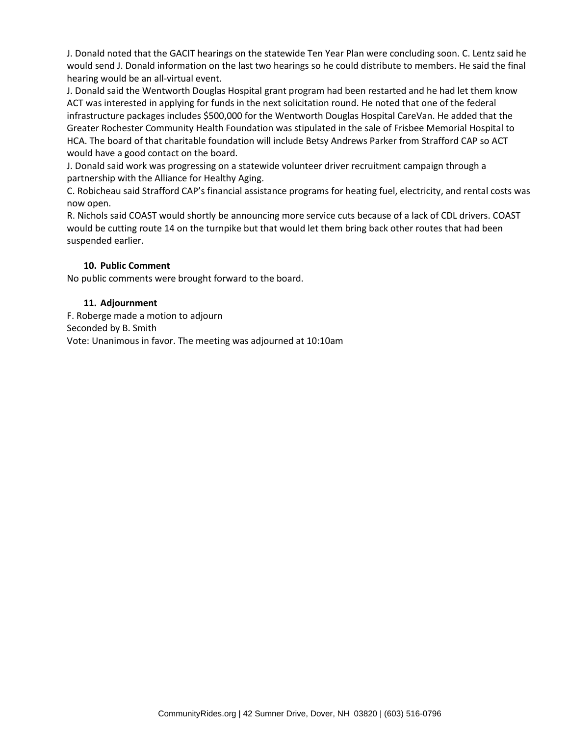J. Donald noted that the GACIT hearings on the statewide Ten Year Plan were concluding soon. C. Lentz said he would send J. Donald information on the last two hearings so he could distribute to members. He said the final hearing would be an all-virtual event.

J. Donald said the Wentworth Douglas Hospital grant program had been restarted and he had let them know ACT was interested in applying for funds in the next solicitation round. He noted that one of the federal infrastructure packages includes $500,000 for the Wentworth Douglas Hospital CareVan. He added that the Greater Rochester Community Health Foundation was stipulated in the sale of Frisbee Memorial Hospital to HCA. The board of that charitable foundation will include Betsy Andrews Parker from Strafford CAP so ACT would have a good contact on the board.

J. Donald said work was progressing on a statewide volunteer driver recruitment campaign through a partnership with the Alliance for Healthy Aging.

C. Robicheau said Strafford CAP's financial assistance programs for heating fuel, electricity, and rental costs was now open.

R. Nichols said COAST would shortly be announcing more service cuts because of a lack of CDL drivers. COAST would be cutting route 14 on the turnpike but that would let them bring back other routes that had been suspended earlier.

**10. Public Comment**

No public comments were brought forward to the board.

**11. Adjournment**

F. Roberge made a motion to adjourn

Seconded by B. Smith

Vote: Unanimous in favor. The meeting was adjourned at 10:10am